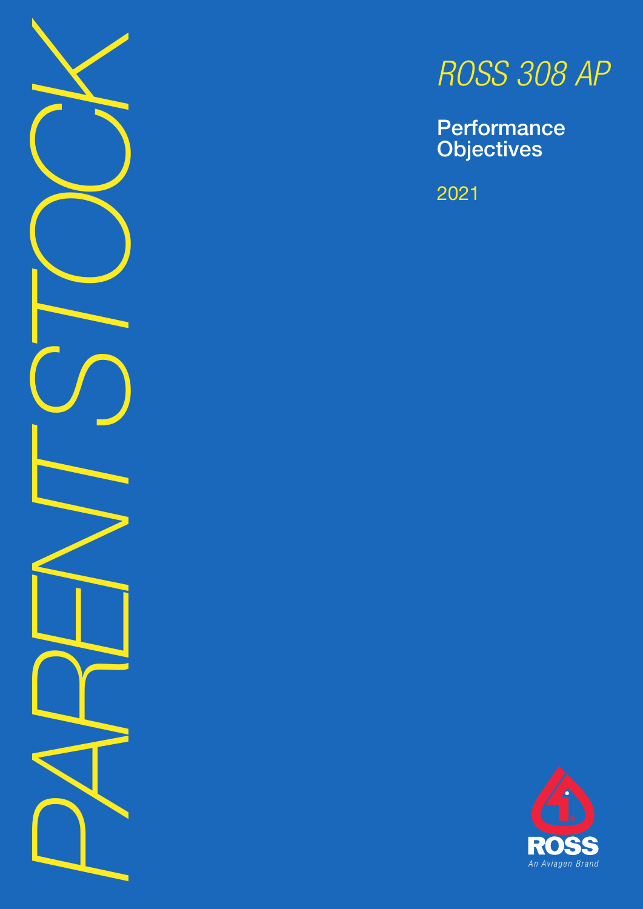# PARENT STOCK

# *ROSS 308 AP*

## Performance Objectives

2021

ROSS

*An Aviagen Brand*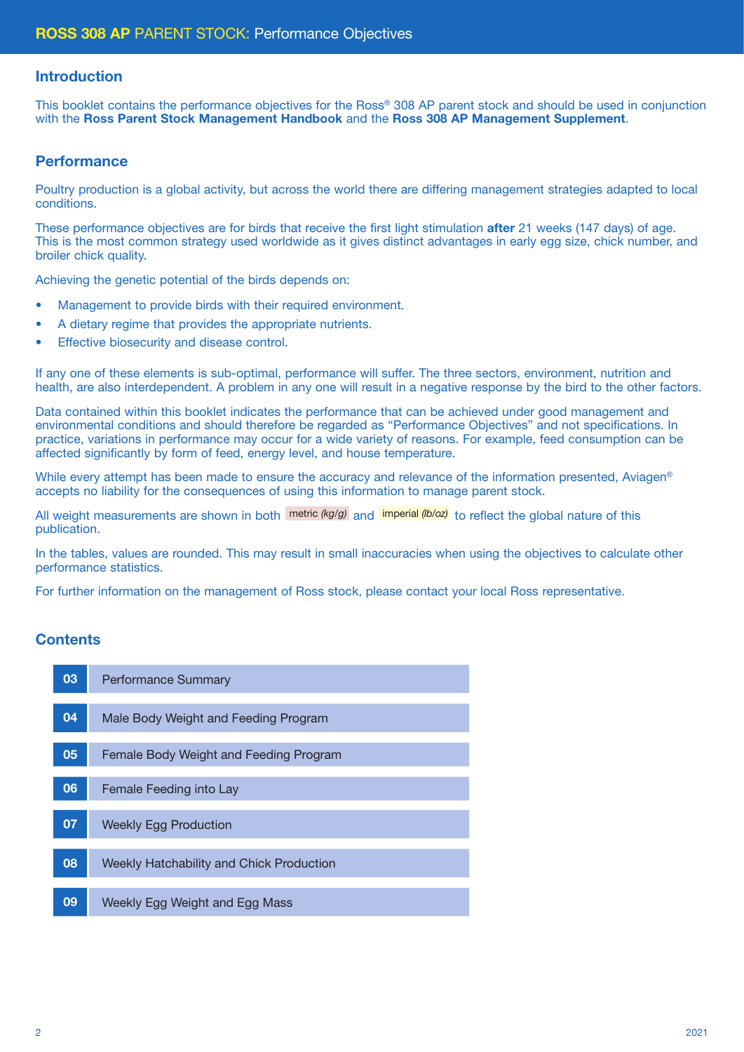## Introduction

This booklet contains the performance objectives for the Ross® 308 AP parent stock and should be used in conjunction with the **Ross Parent Stock Management Handbook** and the **Ross 308 AP Management Supplement**.

## Performance

Poultry production is a global activity, but across the world there are differing management strategies adapted to local conditions.

These performance objectives are for birds that receive the first light stimulation **after** 21 weeks (147 days) of age. This is the most common strategy used worldwide as it gives distinct advantages in early egg size, chick number, and broiler chick quality.

Achieving the genetic potential of the birds depends on:

- Management to provide birds with their required environment.
- A dietary regime that provides the appropriate nutrients.
- Effective biosecurity and disease control.

If any one of these elements is sub-optimal, performance will suffer. The three sectors, environment, nutrition and health, are also interdependent. A problem in any one will result in a negative response by the bird to the other factors.

Data contained within this booklet indicates the performance that can be achieved under good management and environmental conditions and should therefore be regarded as "Performance Objectives" and not specifications. In practice, variations in performance may occur for a wide variety of reasons. For example, feed consumption can be affected significantly by form of feed, energy level, and house temperature.

While every attempt has been made to ensure the accuracy and relevance of the information presented, Aviagen® accepts no liability for the consequences of using this information to manage parent stock.

All weight measurements are shown in both metric *(kg/g)* and imperial *(lb/oz)* to reflect the global nature of this publication.

In the tables, values are rounded. This may result in small inaccuracies when using the objectives to calculate other performance statistics.

For further information on the management of Ross stock, please contact your local Ross representative.

## Contents

| | |
|---|---|
| 03 | Performance Summary |
| 04 | Male Body Weight and Feeding Program |
| 05 | Female Body Weight and Feeding Program |
| 06 | Female Feeding into Lay |
| 07 | Weekly Egg Production |
| 08 | Weekly Hatchability and Chick Production |
| 09 | Weekly Egg Weight and Egg Mass |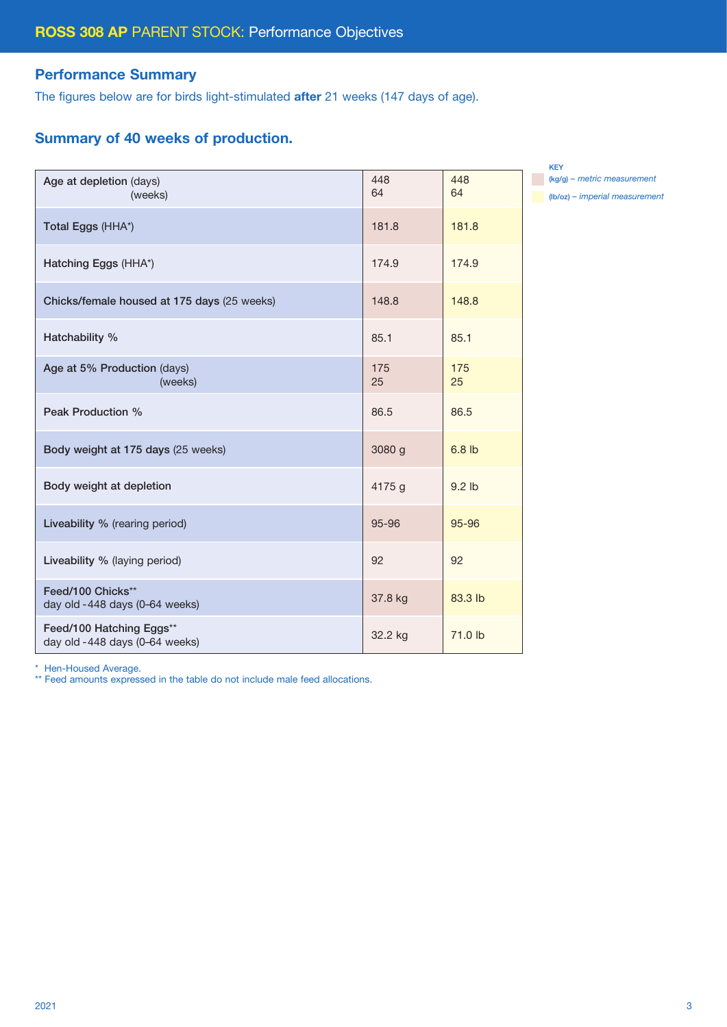# ROSS 308 AP PARENT STOCK: Performance Objectives

## Performance Summary

The figures below are for birds light-stimulated **after** 21 weeks (147 days of age).

## Summary of 40 weeks of production.

KEY
(kg/g) – *metric measurement*
(lb/oz) – *imperial measurement*

| | (kg/g) | (lb/oz) |
|---|---|---|
| **Age at depletion** (days)<br>(weeks) | 448<br>64 | 448<br>64 |
| **Total Eggs** (HHA*) | 181.8 | 181.8 |
| **Hatching Eggs** (HHA*) | 174.9 | 174.9 |
| **Chicks/female housed at 175 days** (25 weeks) | 148.8 | 148.8 |
| **Hatchability %** | 85.1 | 85.1 |
| **Age at 5% Production** (days)<br>(weeks) | 175<br>25 | 175<br>25 |
| **Peak Production %** | 86.5 | 86.5 |
| **Body weight at 175 days** (25 weeks) | 3080 g | 6.8 lb |
| **Body weight at depletion** | 4175 g | 9.2 lb |
| **Liveability %** (rearing period) | 95-96 | 95-96 |
| **Liveability %** (laying period) | 92 | 92 |
| **Feed/100 Chicks****<br>day old - 448 days (0–64 weeks) | 37.8 kg | 83.3 lb |
| **Feed/100 Hatching Eggs****<br>day old - 448 days (0–64 weeks) | 32.2 kg | 71.0 lb |

\* Hen-Housed Average.
** Feed amounts expressed in the table do not include male feed allocations.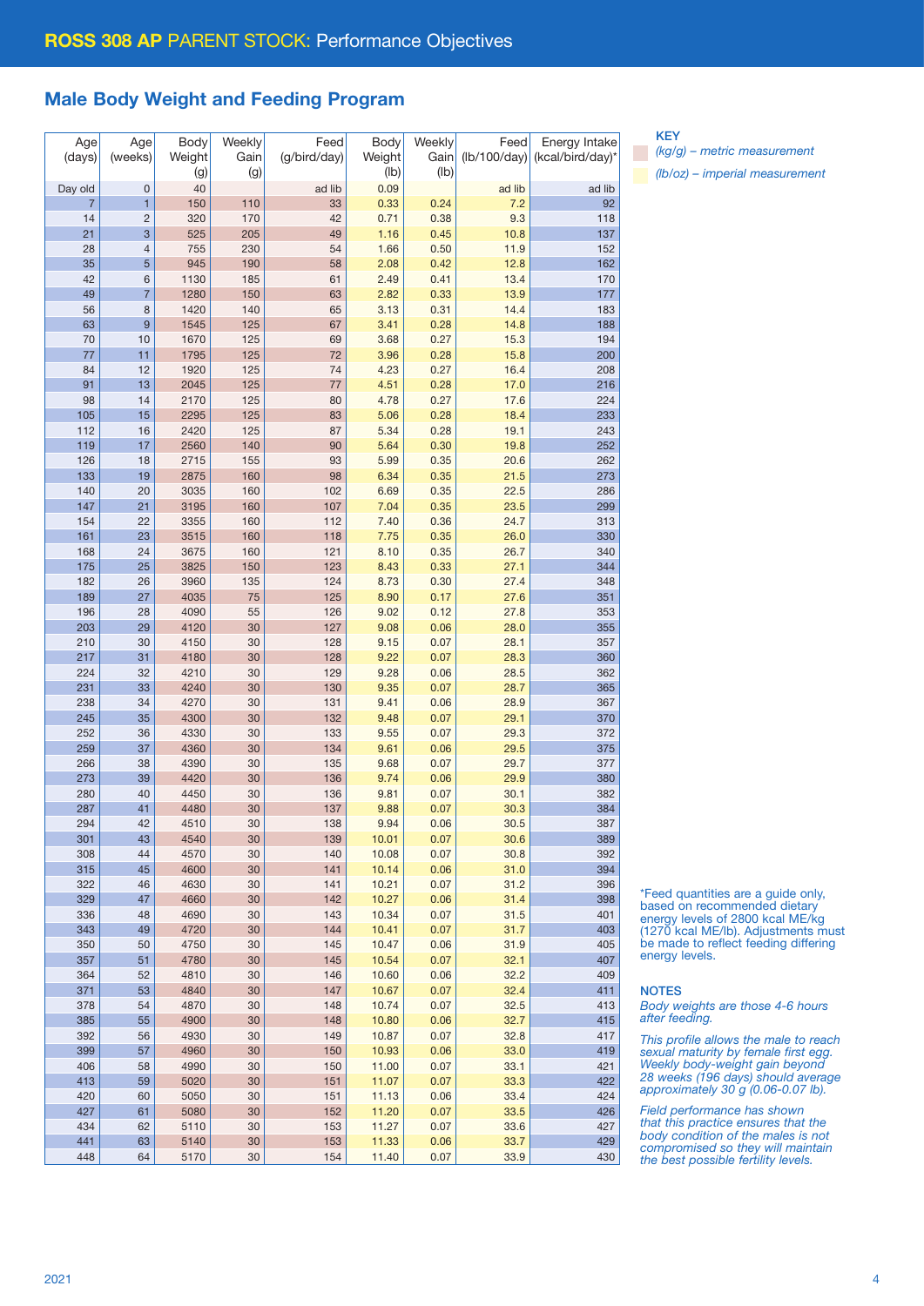# ROSS 308 AP PARENT STOCK: Performance Objectives

## Male Body Weight and Feeding Program

| Age (days) | Age (weeks) | Body Weight (g) | Weekly Gain (g) | Feed (g/bird/day) | Body Weight (lb) | Weekly Gain (lb) | Feed (lb/100/day) | Energy Intake (kcal/bird/day)* |
|---|---|---|---|---|---|---|---|---|
| Day old | 0 | 40 | | ad lib | 0.09 | | ad lib | ad lib |
| 7 | 1 | 150 | 110 | 33 | 0.33 | 0.24 | 7.2 | 92 |
| 14 | 2 | 320 | 170 | 42 | 0.71 | 0.38 | 9.3 | 118 |
| 21 | 3 | 525 | 205 | 49 | 1.16 | 0.45 | 10.8 | 137 |
| 28 | 4 | 755 | 230 | 54 | 1.66 | 0.50 | 11.9 | 152 |
| 35 | 5 | 945 | 190 | 58 | 2.08 | 0.42 | 12.8 | 162 |
| 42 | 6 | 1130 | 185 | 61 | 2.49 | 0.41 | 13.4 | 170 |
| 49 | 7 | 1280 | 150 | 63 | 2.82 | 0.33 | 13.9 | 177 |
| 56 | 8 | 1420 | 140 | 65 | 3.13 | 0.31 | 14.4 | 183 |
| 63 | 9 | 1545 | 125 | 67 | 3.41 | 0.28 | 14.8 | 188 |
| 70 | 10 | 1670 | 125 | 69 | 3.68 | 0.27 | 15.3 | 194 |
| 77 | 11 | 1795 | 125 | 72 | 3.96 | 0.28 | 15.8 | 200 |
| 84 | 12 | 1920 | 125 | 74 | 4.23 | 0.27 | 16.4 | 208 |
| 91 | 13 | 2045 | 125 | 77 | 4.51 | 0.28 | 17.0 | 216 |
| 98 | 14 | 2170 | 125 | 80 | 4.78 | 0.27 | 17.6 | 224 |
| 105 | 15 | 2295 | 125 | 83 | 5.06 | 0.28 | 18.4 | 233 |
| 112 | 16 | 2420 | 125 | 87 | 5.34 | 0.28 | 19.1 | 243 |
| 119 | 17 | 2560 | 140 | 90 | 5.64 | 0.30 | 19.8 | 252 |
| 126 | 18 | 2715 | 155 | 93 | 5.99 | 0.35 | 20.6 | 262 |
| 133 | 19 | 2875 | 160 | 98 | 6.34 | 0.35 | 21.5 | 273 |
| 140 | 20 | 3035 | 160 | 102 | 6.69 | 0.35 | 22.5 | 286 |
| 147 | 21 | 3195 | 160 | 107 | 7.04 | 0.35 | 23.5 | 299 |
| 154 | 22 | 3355 | 160 | 112 | 7.40 | 0.36 | 24.7 | 313 |
| 161 | 23 | 3515 | 160 | 118 | 7.75 | 0.35 | 26.0 | 330 |
| 168 | 24 | 3675 | 160 | 121 | 8.10 | 0.35 | 26.7 | 340 |
| 175 | 25 | 3825 | 150 | 123 | 8.43 | 0.33 | 27.1 | 344 |
| 182 | 26 | 3960 | 135 | 124 | 8.73 | 0.30 | 27.4 | 348 |
| 189 | 27 | 4035 | 75 | 125 | 8.90 | 0.17 | 27.6 | 351 |
| 196 | 28 | 4090 | 55 | 126 | 9.02 | 0.12 | 27.8 | 353 |
| 203 | 29 | 4120 | 30 | 127 | 9.08 | 0.06 | 28.0 | 355 |
| 210 | 30 | 4150 | 30 | 128 | 9.15 | 0.07 | 28.1 | 357 |
| 217 | 31 | 4180 | 30 | 128 | 9.22 | 0.07 | 28.3 | 360 |
| 224 | 32 | 4210 | 30 | 129 | 9.28 | 0.06 | 28.5 | 362 |
| 231 | 33 | 4240 | 30 | 130 | 9.35 | 0.07 | 28.7 | 365 |
| 238 | 34 | 4270 | 30 | 131 | 9.41 | 0.06 | 28.9 | 367 |
| 245 | 35 | 4300 | 30 | 132 | 9.48 | 0.07 | 29.1 | 370 |
| 252 | 36 | 4330 | 30 | 133 | 9.55 | 0.07 | 29.3 | 372 |
| 259 | 37 | 4360 | 30 | 134 | 9.61 | 0.06 | 29.5 | 375 |
| 266 | 38 | 4390 | 30 | 135 | 9.68 | 0.07 | 29.7 | 377 |
| 273 | 39 | 4420 | 30 | 136 | 9.74 | 0.06 | 29.9 | 380 |
| 280 | 40 | 4450 | 30 | 136 | 9.81 | 0.07 | 30.1 | 382 |
| 287 | 41 | 4480 | 30 | 137 | 9.88 | 0.07 | 30.3 | 384 |
| 294 | 42 | 4510 | 30 | 138 | 9.94 | 0.06 | 30.5 | 387 |
| 301 | 43 | 4540 | 30 | 139 | 10.01 | 0.07 | 30.6 | 389 |
| 308 | 44 | 4570 | 30 | 140 | 10.08 | 0.07 | 30.8 | 392 |
| 315 | 45 | 4600 | 30 | 141 | 10.14 | 0.06 | 31.0 | 394 |
| 322 | 46 | 4630 | 30 | 141 | 10.21 | 0.07 | 31.2 | 396 |
| 329 | 47 | 4660 | 30 | 142 | 10.27 | 0.06 | 31.4 | 398 |
| 336 | 48 | 4690 | 30 | 143 | 10.34 | 0.07 | 31.5 | 401 |
| 343 | 49 | 4720 | 30 | 144 | 10.41 | 0.07 | 31.7 | 403 |
| 350 | 50 | 4750 | 30 | 145 | 10.47 | 0.06 | 31.9 | 405 |
| 357 | 51 | 4780 | 30 | 145 | 10.54 | 0.07 | 32.1 | 407 |
| 364 | 52 | 4810 | 30 | 146 | 10.60 | 0.06 | 32.2 | 409 |
| 371 | 53 | 4840 | 30 | 147 | 10.67 | 0.07 | 32.4 | 411 |
| 378 | 54 | 4870 | 30 | 148 | 10.74 | 0.07 | 32.5 | 413 |
| 385 | 55 | 4900 | 30 | 148 | 10.80 | 0.06 | 32.7 | 415 |
| 392 | 56 | 4930 | 30 | 149 | 10.87 | 0.07 | 32.8 | 417 |
| 399 | 57 | 4960 | 30 | 150 | 10.93 | 0.06 | 33.0 | 419 |
| 406 | 58 | 4990 | 30 | 150 | 11.00 | 0.07 | 33.1 | 421 |
| 413 | 59 | 5020 | 30 | 151 | 11.07 | 0.07 | 33.3 | 422 |
| 420 | 60 | 5050 | 30 | 151 | 11.13 | 0.06 | 33.4 | 424 |
| 427 | 61 | 5080 | 30 | 152 | 11.20 | 0.07 | 33.5 | 426 |
| 434 | 62 | 5110 | 30 | 153 | 11.27 | 0.07 | 33.6 | 427 |
| 441 | 63 | 5140 | 30 | 153 | 11.33 | 0.06 | 33.7 | 429 |
| 448 | 64 | 5170 | 30 | 154 | 11.40 | 0.07 | 33.9 | 430 |

**KEY**

*(kg/g) – metric measurement*

*(lb/oz) – imperial measurement*

*Feed quantities are a guide only, based on recommended dietary energy levels of 2800 kcal ME/kg (1270 kcal ME/lb). Adjustments must be made to reflect feeding differing energy levels.

**NOTES**

*Body weights are those 4-6 hours after feeding.*

*This profile allows the male to reach sexual maturity by female first egg. Weekly body-weight gain beyond 28 weeks (196 days) should average approximately 30 g (0.06-0.07 lb).*

*Field performance has shown that this practice ensures that the body condition of the males is not compromised so they will maintain the best possible fertility levels.*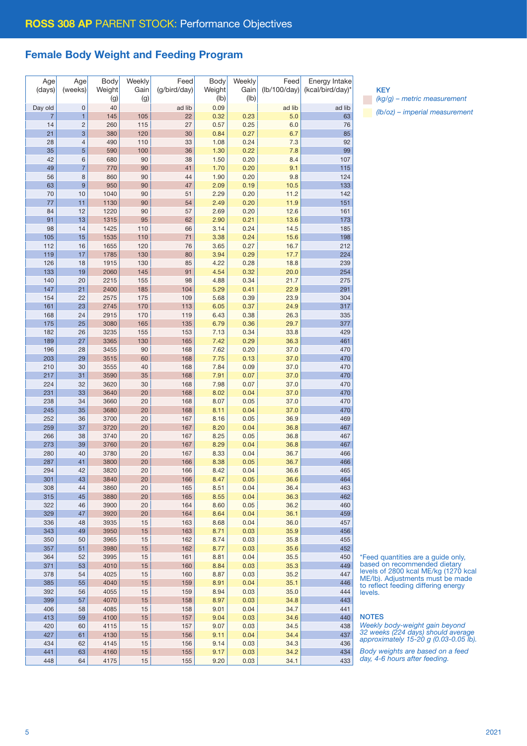## ROSS 308 AP PARENT STOCK: Performance Objectives

## Female Body Weight and Feeding Program

| Age (days) | Age (weeks) | Body Weight (g) | Weekly Gain (g) | Feed (g/bird/day) | Body Weight (lb) | Weekly Gain (lb) | Feed (lb/100/day) | Energy Intake (kcal/bird/day)* |
|---|---|---|---|---|---|---|---|---|
| Day old | 0 | 40 | | ad lib | 0.09 | | ad lib | ad lib |
| 7 | 1 | 145 | 105 | 22 | 0.32 | 0.23 | 5.0 | 63 |
| 14 | 2 | 260 | 115 | 27 | 0.57 | 0.25 | 6.0 | 76 |
| 21 | 3 | 380 | 120 | 30 | 0.84 | 0.27 | 6.7 | 85 |
| 28 | 4 | 490 | 110 | 33 | 1.08 | 0.24 | 7.3 | 92 |
| 35 | 5 | 590 | 100 | 36 | 1.30 | 0.22 | 7.8 | 99 |
| 42 | 6 | 680 | 90 | 38 | 1.50 | 0.20 | 8.4 | 107 |
| 49 | 7 | 770 | 90 | 41 | 1.70 | 0.20 | 9.1 | 115 |
| 56 | 8 | 860 | 90 | 44 | 1.90 | 0.20 | 9.8 | 124 |
| 63 | 9 | 950 | 90 | 47 | 2.09 | 0.19 | 10.5 | 133 |
| 70 | 10 | 1040 | 90 | 51 | 2.29 | 0.20 | 11.2 | 142 |
| 77 | 11 | 1130 | 90 | 54 | 2.49 | 0.20 | 11.9 | 151 |
| 84 | 12 | 1220 | 90 | 57 | 2.69 | 0.20 | 12.6 | 161 |
| 91 | 13 | 1315 | 95 | 62 | 2.90 | 0.21 | 13.6 | 173 |
| 98 | 14 | 1425 | 110 | 66 | 3.14 | 0.24 | 14.5 | 185 |
| 105 | 15 | 1535 | 110 | 71 | 3.38 | 0.24 | 15.6 | 198 |
| 112 | 16 | 1655 | 120 | 76 | 3.65 | 0.27 | 16.7 | 212 |
| 119 | 17 | 1785 | 130 | 80 | 3.94 | 0.29 | 17.7 | 224 |
| 126 | 18 | 1915 | 130 | 85 | 4.22 | 0.28 | 18.8 | 239 |
| 133 | 19 | 2060 | 145 | 91 | 4.54 | 0.32 | 20.0 | 254 |
| 140 | 20 | 2215 | 155 | 98 | 4.88 | 0.34 | 21.7 | 275 |
| 147 | 21 | 2400 | 185 | 104 | 5.29 | 0.41 | 22.9 | 291 |
| 154 | 22 | 2575 | 175 | 109 | 5.68 | 0.39 | 23.9 | 304 |
| 161 | 23 | 2745 | 170 | 113 | 6.05 | 0.37 | 24.9 | 317 |
| 168 | 24 | 2915 | 170 | 119 | 6.43 | 0.38 | 26.3 | 335 |
| 175 | 25 | 3080 | 165 | 135 | 6.79 | 0.36 | 29.7 | 377 |
| 182 | 26 | 3235 | 155 | 153 | 7.13 | 0.34 | 33.8 | 429 |
| 189 | 27 | 3365 | 130 | 165 | 7.42 | 0.29 | 36.3 | 461 |
| 196 | 28 | 3455 | 90 | 168 | 7.62 | 0.20 | 37.0 | 470 |
| 203 | 29 | 3515 | 60 | 168 | 7.75 | 0.13 | 37.0 | 470 |
| 210 | 30 | 3555 | 40 | 168 | 7.84 | 0.09 | 37.0 | 470 |
| 217 | 31 | 3590 | 35 | 168 | 7.91 | 0.07 | 37.0 | 470 |
| 224 | 32 | 3620 | 30 | 168 | 7.98 | 0.07 | 37.0 | 470 |
| 231 | 33 | 3640 | 20 | 168 | 8.02 | 0.04 | 37.0 | 470 |
| 238 | 34 | 3660 | 20 | 168 | 8.07 | 0.05 | 37.0 | 470 |
| 245 | 35 | 3680 | 20 | 168 | 8.11 | 0.04 | 37.0 | 470 |
| 252 | 36 | 3700 | 20 | 167 | 8.16 | 0.05 | 36.9 | 469 |
| 259 | 37 | 3720 | 20 | 167 | 8.20 | 0.04 | 36.8 | 467 |
| 266 | 38 | 3740 | 20 | 167 | 8.25 | 0.05 | 36.8 | 467 |
| 273 | 39 | 3760 | 20 | 167 | 8.29 | 0.04 | 36.8 | 467 |
| 280 | 40 | 3780 | 20 | 167 | 8.33 | 0.04 | 36.7 | 466 |
| 287 | 41 | 3800 | 20 | 166 | 8.38 | 0.05 | 36.7 | 466 |
| 294 | 42 | 3820 | 20 | 166 | 8.42 | 0.04 | 36.6 | 465 |
| 301 | 43 | 3840 | 20 | 166 | 8.47 | 0.05 | 36.6 | 464 |
| 308 | 44 | 3860 | 20 | 165 | 8.51 | 0.04 | 36.4 | 463 |
| 315 | 45 | 3880 | 20 | 165 | 8.55 | 0.04 | 36.3 | 462 |
| 322 | 46 | 3900 | 20 | 164 | 8.60 | 0.05 | 36.2 | 460 |
| 329 | 47 | 3920 | 20 | 164 | 8.64 | 0.04 | 36.1 | 459 |
| 336 | 48 | 3935 | 15 | 163 | 8.68 | 0.04 | 36.0 | 457 |
| 343 | 49 | 3950 | 15 | 163 | 8.71 | 0.03 | 35.9 | 456 |
| 350 | 50 | 3965 | 15 | 162 | 8.74 | 0.03 | 35.8 | 455 |
| 357 | 51 | 3980 | 15 | 162 | 8.77 | 0.03 | 35.6 | 452 |
| 364 | 52 | 3995 | 15 | 161 | 8.81 | 0.04 | 35.5 | 450 |
| 371 | 53 | 4010 | 15 | 160 | 8.84 | 0.03 | 35.3 | 449 |
| 378 | 54 | 4025 | 15 | 160 | 8.87 | 0.03 | 35.2 | 447 |
| 385 | 55 | 4040 | 15 | 159 | 8.91 | 0.04 | 35.1 | 446 |
| 392 | 56 | 4055 | 15 | 159 | 8.94 | 0.03 | 35.0 | 444 |
| 399 | 57 | 4070 | 15 | 158 | 8.97 | 0.03 | 34.8 | 443 |
| 406 | 58 | 4085 | 15 | 158 | 9.01 | 0.04 | 34.7 | 441 |
| 413 | 59 | 4100 | 15 | 157 | 9.04 | 0.03 | 34.6 | 440 |
| 420 | 60 | 4115 | 15 | 157 | 9.07 | 0.03 | 34.5 | 438 |
| 427 | 61 | 4130 | 15 | 156 | 9.11 | 0.04 | 34.4 | 437 |
| 434 | 62 | 4145 | 15 | 156 | 9.14 | 0.03 | 34.3 | 436 |
| 441 | 63 | 4160 | 15 | 155 | 9.17 | 0.03 | 34.2 | 434 |
| 448 | 64 | 4175 | 15 | 155 | 9.20 | 0.03 | 34.1 | 433 |

**KEY**

*(kg/g) – metric measurement*

*(lb/oz) – imperial measurement*

*Feed quantities are a guide only, based on recommended dietary levels of 2800 kcal ME/kg (1270 kcal ME/lb). Adjustments must be made to reflect feeding differing energy levels.

**NOTES**

*Weekly body-weight gain beyond 32 weeks (224 days) should average approximately 15-20 g (0.03-0.05 lb).*

*Body weights are based on a feed day, 4-6 hours after feeding.*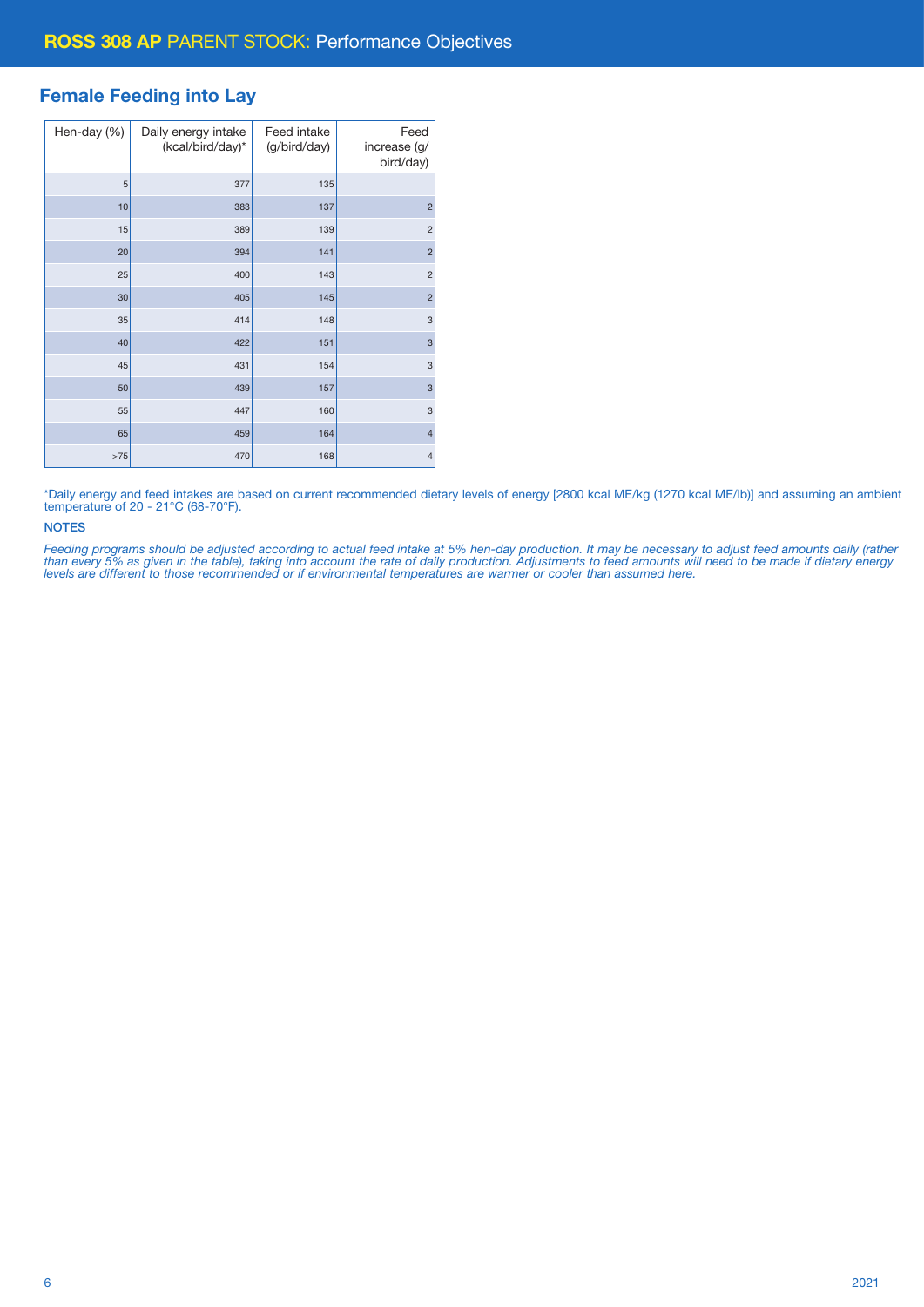# ROSS 308 AP PARENT STOCK: Performance Objectives

## Female Feeding into Lay

| Hen-day (%) | Daily energy intake (kcal/bird/day)* | Feed intake (g/bird/day) | Feed increase (g/bird/day) |
|---|---|---|---|
| 5 | 377 | 135 | |
| 10 | 383 | 137 | 2 |
| 15 | 389 | 139 | 2 |
| 20 | 394 | 141 | 2 |
| 25 | 400 | 143 | 2 |
| 30 | 405 | 145 | 2 |
| 35 | 414 | 148 | 3 |
| 40 | 422 | 151 | 3 |
| 45 | 431 | 154 | 3 |
| 50 | 439 | 157 | 3 |
| 55 | 447 | 160 | 3 |
| 65 | 459 | 164 | 4 |
| >75 | 470 | 168 | 4 |

*Daily energy and feed intakes are based on current recommended dietary levels of energy [2800 kcal ME/kg (1270 kcal ME/lb)] and assuming an ambient temperature of 20 - 21°C (68-70°F).

**NOTES**

*Feeding programs should be adjusted according to actual feed intake at 5% hen-day production. It may be necessary to adjust feed amounts daily (rather than every 5% as given in the table), taking into account the rate of daily production. Adjustments to feed amounts will need to be made if dietary energy levels are different to those recommended or if environmental temperatures are warmer or cooler than assumed here.*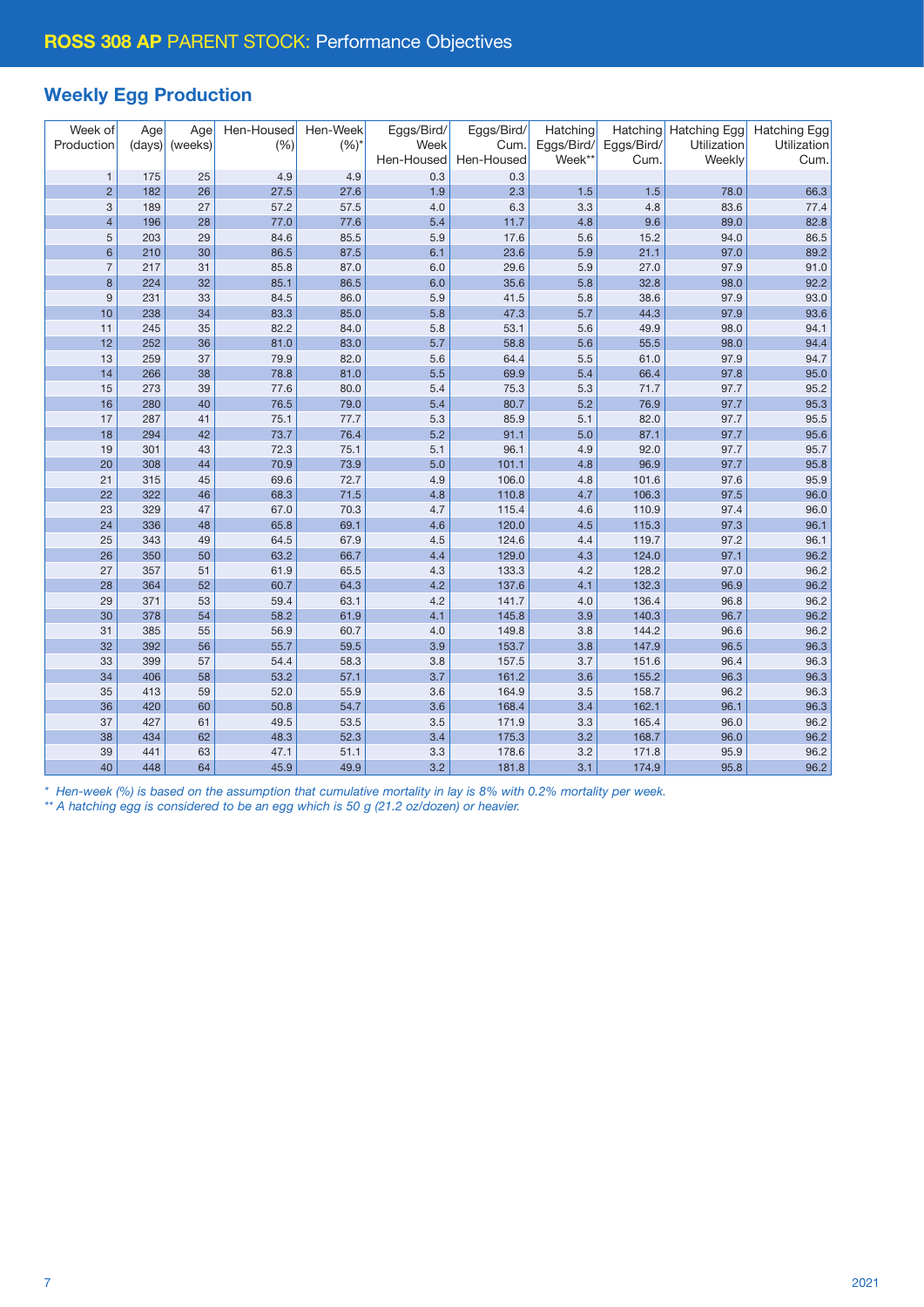# ROSS 308 AP PARENT STOCK: Performance Objectives

## Weekly Egg Production

| Week of Production | Age (days) | Age (weeks) | Hen-Housed (%) | Hen-Week (%)* | Eggs/Bird/ Week Hen-Housed | Eggs/Bird/ Cum. Hen-Housed | Hatching Eggs/Bird/ Week** | Hatching Eggs/Bird/ Cum. | Hatching Egg Utilization Weekly | Hatching Egg Utilization Cum. |
|---|---|---|---|---|---|---|---|---|---|---|
| 1 | 175 | 25 | 4.9 | 4.9 | 0.3 | 0.3 | | | | |
| 2 | 182 | 26 | 27.5 | 27.6 | 1.9 | 2.3 | 1.5 | 1.5 | 78.0 | 66.3 |
| 3 | 189 | 27 | 57.2 | 57.5 | 4.0 | 6.3 | 3.3 | 4.8 | 83.6 | 77.4 |
| 4 | 196 | 28 | 77.0 | 77.6 | 5.4 | 11.7 | 4.8 | 9.6 | 89.0 | 82.8 |
| 5 | 203 | 29 | 84.6 | 85.5 | 5.9 | 17.6 | 5.6 | 15.2 | 94.0 | 86.5 |
| 6 | 210 | 30 | 86.5 | 87.5 | 6.1 | 23.6 | 5.9 | 21.1 | 97.0 | 89.2 |
| 7 | 217 | 31 | 85.8 | 87.0 | 6.0 | 29.6 | 5.9 | 27.0 | 97.9 | 91.0 |
| 8 | 224 | 32 | 85.1 | 86.5 | 6.0 | 35.6 | 5.8 | 32.8 | 98.0 | 92.2 |
| 9 | 231 | 33 | 84.5 | 86.0 | 5.9 | 41.5 | 5.8 | 38.6 | 97.9 | 93.0 |
| 10 | 238 | 34 | 83.3 | 85.0 | 5.8 | 47.3 | 5.7 | 44.3 | 97.9 | 93.6 |
| 11 | 245 | 35 | 82.2 | 84.0 | 5.8 | 53.1 | 5.6 | 49.9 | 98.0 | 94.1 |
| 12 | 252 | 36 | 81.0 | 83.0 | 5.7 | 58.8 | 5.6 | 55.5 | 98.0 | 94.4 |
| 13 | 259 | 37 | 79.9 | 82.0 | 5.6 | 64.4 | 5.5 | 61.0 | 97.9 | 94.7 |
| 14 | 266 | 38 | 78.8 | 81.0 | 5.5 | 69.9 | 5.4 | 66.4 | 97.8 | 95.0 |
| 15 | 273 | 39 | 77.6 | 80.0 | 5.4 | 75.3 | 5.3 | 71.7 | 97.7 | 95.2 |
| 16 | 280 | 40 | 76.5 | 79.0 | 5.4 | 80.7 | 5.2 | 76.9 | 97.7 | 95.3 |
| 17 | 287 | 41 | 75.1 | 77.7 | 5.3 | 85.9 | 5.1 | 82.0 | 97.7 | 95.5 |
| 18 | 294 | 42 | 73.7 | 76.4 | 5.2 | 91.1 | 5.0 | 87.1 | 97.7 | 95.6 |
| 19 | 301 | 43 | 72.3 | 75.1 | 5.1 | 96.1 | 4.9 | 92.0 | 97.7 | 95.7 |
| 20 | 308 | 44 | 70.9 | 73.9 | 5.0 | 101.1 | 4.8 | 96.9 | 97.7 | 95.8 |
| 21 | 315 | 45 | 69.6 | 72.7 | 4.9 | 106.0 | 4.8 | 101.6 | 97.6 | 95.9 |
| 22 | 322 | 46 | 68.3 | 71.5 | 4.8 | 110.8 | 4.7 | 106.3 | 97.5 | 96.0 |
| 23 | 329 | 47 | 67.0 | 70.3 | 4.7 | 115.4 | 4.6 | 110.9 | 97.4 | 96.0 |
| 24 | 336 | 48 | 65.8 | 69.1 | 4.6 | 120.0 | 4.5 | 115.3 | 97.3 | 96.1 |
| 25 | 343 | 49 | 64.5 | 67.9 | 4.5 | 124.6 | 4.4 | 119.7 | 97.2 | 96.1 |
| 26 | 350 | 50 | 63.2 | 66.7 | 4.4 | 129.0 | 4.3 | 124.0 | 97.1 | 96.2 |
| 27 | 357 | 51 | 61.9 | 65.5 | 4.3 | 133.3 | 4.2 | 128.2 | 97.0 | 96.2 |
| 28 | 364 | 52 | 60.7 | 64.3 | 4.2 | 137.6 | 4.1 | 132.3 | 96.9 | 96.2 |
| 29 | 371 | 53 | 59.4 | 63.1 | 4.2 | 141.7 | 4.0 | 136.4 | 96.8 | 96.2 |
| 30 | 378 | 54 | 58.2 | 61.9 | 4.1 | 145.8 | 3.9 | 140.3 | 96.7 | 96.2 |
| 31 | 385 | 55 | 56.9 | 60.7 | 4.0 | 149.8 | 3.8 | 144.2 | 96.6 | 96.2 |
| 32 | 392 | 56 | 55.7 | 59.5 | 3.9 | 153.7 | 3.8 | 147.9 | 96.5 | 96.3 |
| 33 | 399 | 57 | 54.4 | 58.3 | 3.8 | 157.5 | 3.7 | 151.6 | 96.4 | 96.3 |
| 34 | 406 | 58 | 53.2 | 57.1 | 3.7 | 161.2 | 3.6 | 155.2 | 96.3 | 96.3 |
| 35 | 413 | 59 | 52.0 | 55.9 | 3.6 | 164.9 | 3.5 | 158.7 | 96.2 | 96.3 |
| 36 | 420 | 60 | 50.8 | 54.7 | 3.6 | 168.4 | 3.4 | 162.1 | 96.1 | 96.3 |
| 37 | 427 | 61 | 49.5 | 53.5 | 3.5 | 171.9 | 3.3 | 165.4 | 96.0 | 96.2 |
| 38 | 434 | 62 | 48.3 | 52.3 | 3.4 | 175.3 | 3.2 | 168.7 | 96.0 | 96.2 |
| 39 | 441 | 63 | 47.1 | 51.1 | 3.3 | 178.6 | 3.2 | 171.8 | 95.9 | 96.2 |
| 40 | 448 | 64 | 45.9 | 49.9 | 3.2 | 181.8 | 3.1 | 174.9 | 95.8 | 96.2 |

*\* Hen-week (%) is based on the assumption that cumulative mortality in lay is 8% with 0.2% mortality per week.*
*\*\* A hatching egg is considered to be an egg which is 50 g (21.2 oz/dozen) or heavier.*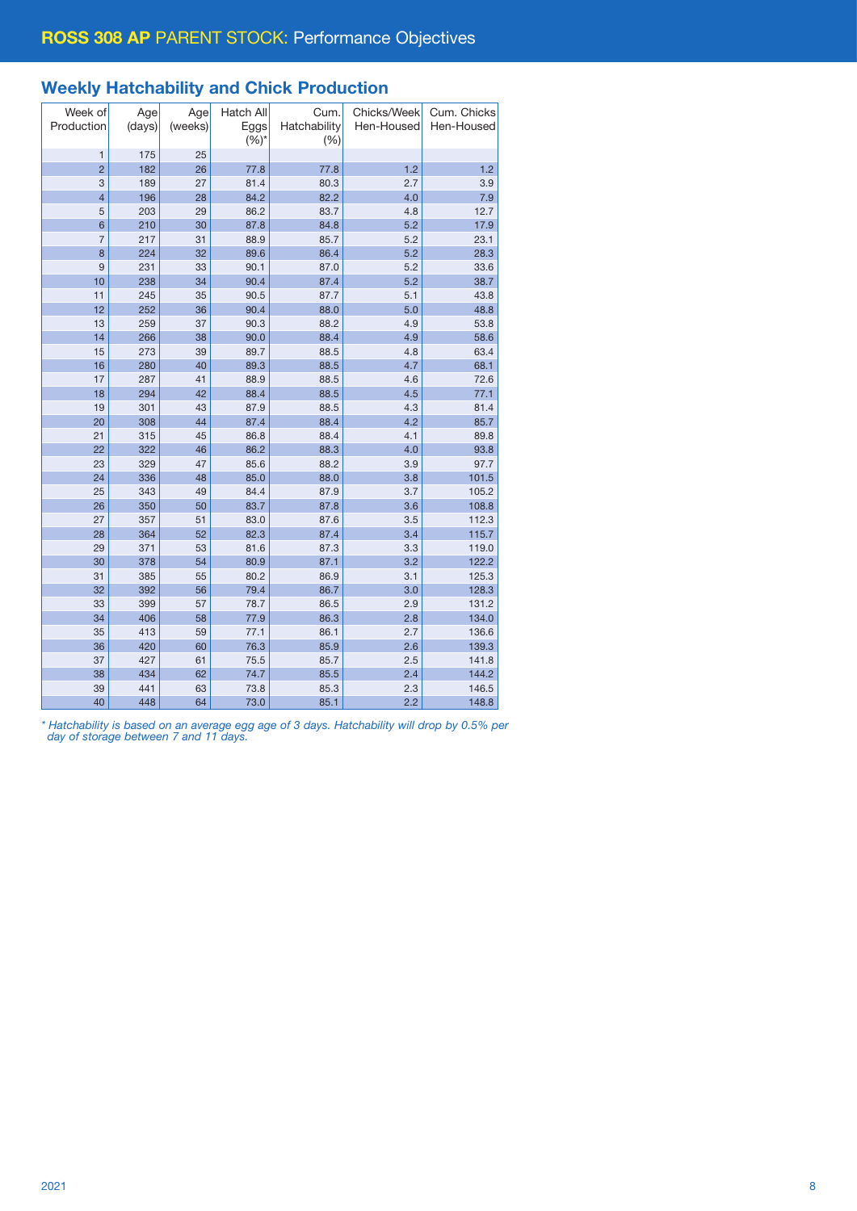# ROSS 308 AP PARENT STOCK: Performance Objectives

## Weekly Hatchability and Chick Production

| Week of Production | Age (days) | Age (weeks) | Hatch All Eggs (%)* | Cum. Hatchability (%) | Chicks/Week Hen-Housed | Cum. Chicks Hen-Housed |
|---|---|---|---|---|---|---|
| 1 | 175 | 25 | | | | |
| 2 | 182 | 26 | 77.8 | 77.8 | 1.2 | 1.2 |
| 3 | 189 | 27 | 81.4 | 80.3 | 2.7 | 3.9 |
| 4 | 196 | 28 | 84.2 | 82.2 | 4.0 | 7.9 |
| 5 | 203 | 29 | 86.2 | 83.7 | 4.8 | 12.7 |
| 6 | 210 | 30 | 87.8 | 84.8 | 5.2 | 17.9 |
| 7 | 217 | 31 | 88.9 | 85.7 | 5.2 | 23.1 |
| 8 | 224 | 32 | 89.6 | 86.4 | 5.2 | 28.3 |
| 9 | 231 | 33 | 90.1 | 87.0 | 5.2 | 33.6 |
| 10 | 238 | 34 | 90.4 | 87.4 | 5.2 | 38.7 |
| 11 | 245 | 35 | 90.5 | 87.7 | 5.1 | 43.8 |
| 12 | 252 | 36 | 90.4 | 88.0 | 5.0 | 48.8 |
| 13 | 259 | 37 | 90.3 | 88.2 | 4.9 | 53.8 |
| 14 | 266 | 38 | 90.0 | 88.4 | 4.9 | 58.6 |
| 15 | 273 | 39 | 89.7 | 88.5 | 4.8 | 63.4 |
| 16 | 280 | 40 | 89.3 | 88.5 | 4.7 | 68.1 |
| 17 | 287 | 41 | 88.9 | 88.5 | 4.6 | 72.6 |
| 18 | 294 | 42 | 88.4 | 88.5 | 4.5 | 77.1 |
| 19 | 301 | 43 | 87.9 | 88.5 | 4.3 | 81.4 |
| 20 | 308 | 44 | 87.4 | 88.4 | 4.2 | 85.7 |
| 21 | 315 | 45 | 86.8 | 88.4 | 4.1 | 89.8 |
| 22 | 322 | 46 | 86.2 | 88.3 | 4.0 | 93.8 |
| 23 | 329 | 47 | 85.6 | 88.2 | 3.9 | 97.7 |
| 24 | 336 | 48 | 85.0 | 88.0 | 3.8 | 101.5 |
| 25 | 343 | 49 | 84.4 | 87.9 | 3.7 | 105.2 |
| 26 | 350 | 50 | 83.7 | 87.8 | 3.6 | 108.8 |
| 27 | 357 | 51 | 83.0 | 87.6 | 3.5 | 112.3 |
| 28 | 364 | 52 | 82.3 | 87.4 | 3.4 | 115.7 |
| 29 | 371 | 53 | 81.6 | 87.3 | 3.3 | 119.0 |
| 30 | 378 | 54 | 80.9 | 87.1 | 3.2 | 122.2 |
| 31 | 385 | 55 | 80.2 | 86.9 | 3.1 | 125.3 |
| 32 | 392 | 56 | 79.4 | 86.7 | 3.0 | 128.3 |
| 33 | 399 | 57 | 78.7 | 86.5 | 2.9 | 131.2 |
| 34 | 406 | 58 | 77.9 | 86.3 | 2.8 | 134.0 |
| 35 | 413 | 59 | 77.1 | 86.1 | 2.7 | 136.6 |
| 36 | 420 | 60 | 76.3 | 85.9 | 2.6 | 139.3 |
| 37 | 427 | 61 | 75.5 | 85.7 | 2.5 | 141.8 |
| 38 | 434 | 62 | 74.7 | 85.5 | 2.4 | 144.2 |
| 39 | 441 | 63 | 73.8 | 85.3 | 2.3 | 146.5 |
| 40 | 448 | 64 | 73.0 | 85.1 | 2.2 | 148.8 |

*\* Hatchability is based on an average egg age of 3 days. Hatchability will drop by 0.5% per day of storage between 7 and 11 days.*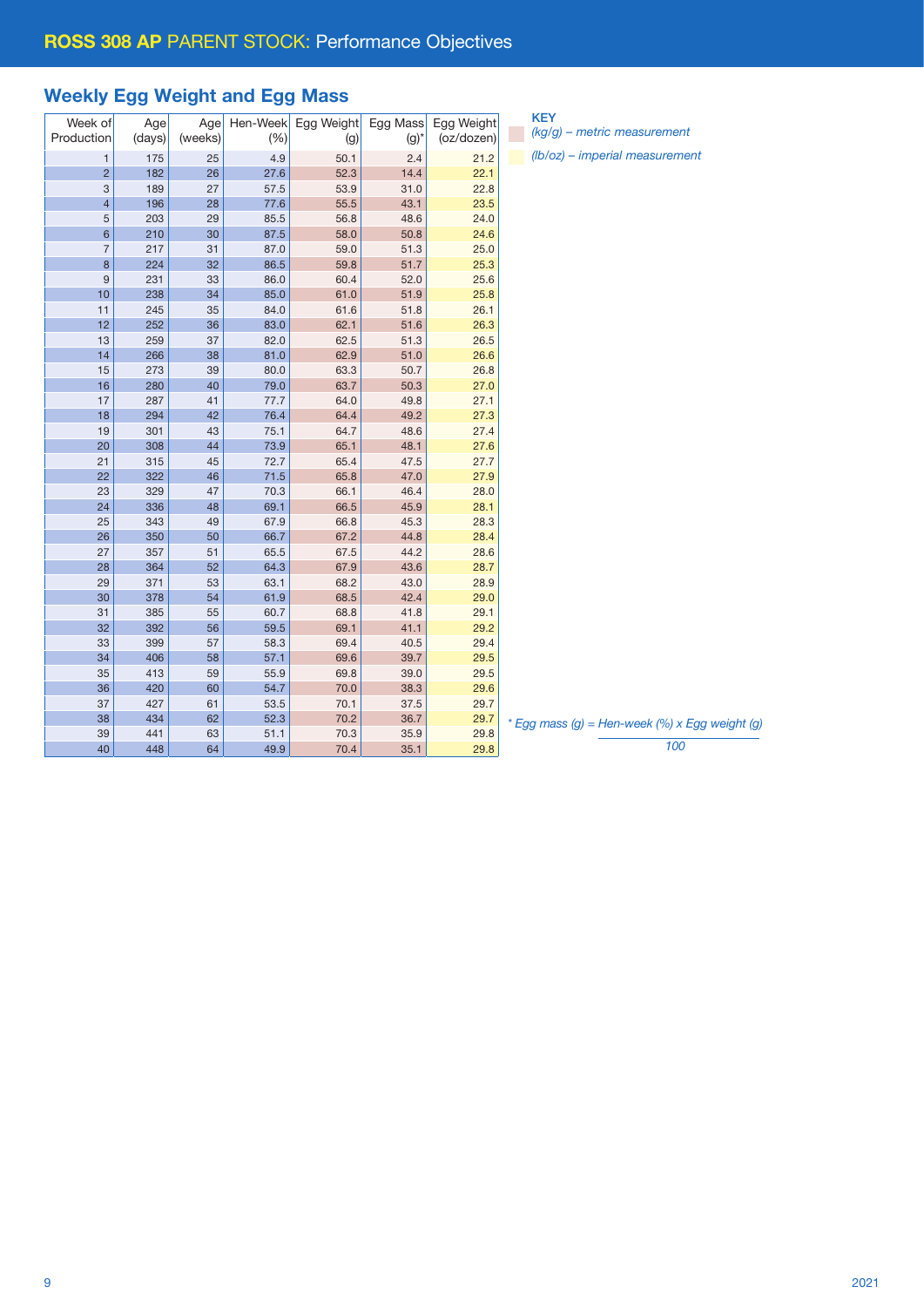# ROSS 308 AP PARENT STOCK: Performance Objectives

## Weekly Egg Weight and Egg Mass

| Week of Production | Age (days) | Age (weeks) | Hen-Week (%) | Egg Weight (g) | Egg Mass (g)* | Egg Weight (oz/dozen) |
|---|---|---|---|---|---|---|
| 1 | 175 | 25 | 4.9 | 50.1 | 2.4 | 21.2 |
| 2 | 182 | 26 | 27.6 | 52.3 | 14.4 | 22.1 |
| 3 | 189 | 27 | 57.5 | 53.9 | 31.0 | 22.8 |
| 4 | 196 | 28 | 77.6 | 55.5 | 43.1 | 23.5 |
| 5 | 203 | 29 | 85.5 | 56.8 | 48.6 | 24.0 |
| 6 | 210 | 30 | 87.5 | 58.0 | 50.8 | 24.6 |
| 7 | 217 | 31 | 87.0 | 59.0 | 51.3 | 25.0 |
| 8 | 224 | 32 | 86.5 | 59.8 | 51.7 | 25.3 |
| 9 | 231 | 33 | 86.0 | 60.4 | 52.0 | 25.6 |
| 10 | 238 | 34 | 85.0 | 61.0 | 51.9 | 25.8 |
| 11 | 245 | 35 | 84.0 | 61.6 | 51.8 | 26.1 |
| 12 | 252 | 36 | 83.0 | 62.1 | 51.6 | 26.3 |
| 13 | 259 | 37 | 82.0 | 62.5 | 51.3 | 26.5 |
| 14 | 266 | 38 | 81.0 | 62.9 | 51.0 | 26.6 |
| 15 | 273 | 39 | 80.0 | 63.3 | 50.7 | 26.8 |
| 16 | 280 | 40 | 79.0 | 63.7 | 50.3 | 27.0 |
| 17 | 287 | 41 | 77.7 | 64.0 | 49.8 | 27.1 |
| 18 | 294 | 42 | 76.4 | 64.4 | 49.2 | 27.3 |
| 19 | 301 | 43 | 75.1 | 64.7 | 48.6 | 27.4 |
| 20 | 308 | 44 | 73.9 | 65.1 | 48.1 | 27.6 |
| 21 | 315 | 45 | 72.7 | 65.4 | 47.5 | 27.7 |
| 22 | 322 | 46 | 71.5 | 65.8 | 47.0 | 27.9 |
| 23 | 329 | 47 | 70.3 | 66.1 | 46.4 | 28.0 |
| 24 | 336 | 48 | 69.1 | 66.5 | 45.9 | 28.1 |
| 25 | 343 | 49 | 67.9 | 66.8 | 45.3 | 28.3 |
| 26 | 350 | 50 | 66.7 | 67.2 | 44.8 | 28.4 |
| 27 | 357 | 51 | 65.5 | 67.5 | 44.2 | 28.6 |
| 28 | 364 | 52 | 64.3 | 67.9 | 43.6 | 28.7 |
| 29 | 371 | 53 | 63.1 | 68.2 | 43.0 | 28.9 |
| 30 | 378 | 54 | 61.9 | 68.5 | 42.4 | 29.0 |
| 31 | 385 | 55 | 60.7 | 68.8 | 41.8 | 29.1 |
| 32 | 392 | 56 | 59.5 | 69.1 | 41.1 | 29.2 |
| 33 | 399 | 57 | 58.3 | 69.4 | 40.5 | 29.4 |
| 34 | 406 | 58 | 57.1 | 69.6 | 39.7 | 29.5 |
| 35 | 413 | 59 | 55.9 | 69.8 | 39.0 | 29.5 |
| 36 | 420 | 60 | 54.7 | 70.0 | 38.3 | 29.6 |
| 37 | 427 | 61 | 53.5 | 70.1 | 37.5 | 29.7 |
| 38 | 434 | 62 | 52.3 | 70.2 | 36.7 | 29.7 |
| 39 | 441 | 63 | 51.1 | 70.3 | 35.9 | 29.8 |
| 40 | 448 | 64 | 49.9 | 70.4 | 35.1 | 29.8 |

**KEY**

*(kg/g) – metric measurement*

*(lb/oz) – imperial measurement*

\* Egg mass (g) = $\frac{\text{Hen-week (\%)} \times \text{Egg weight (g)}}{100}$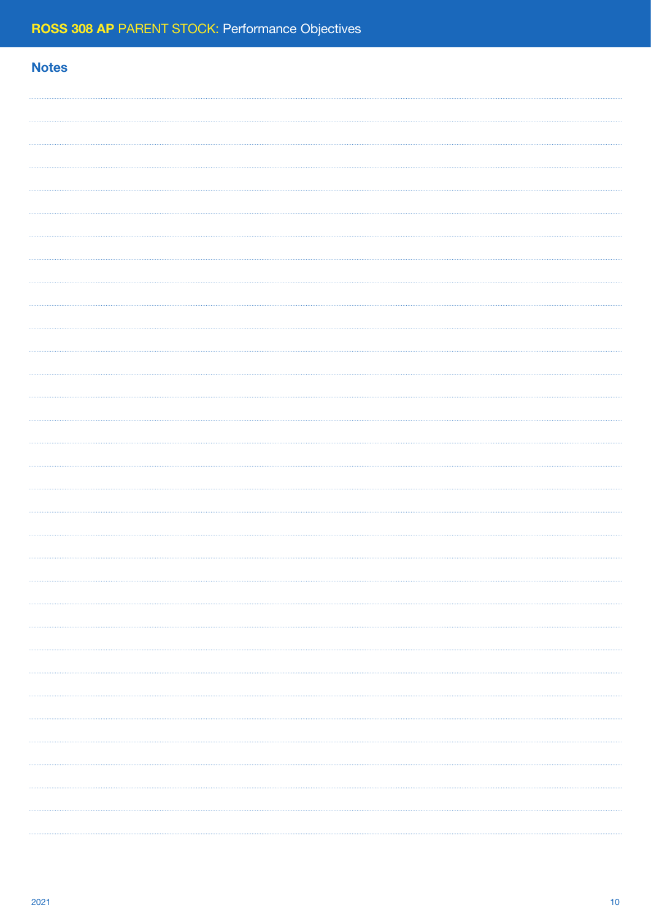## Notes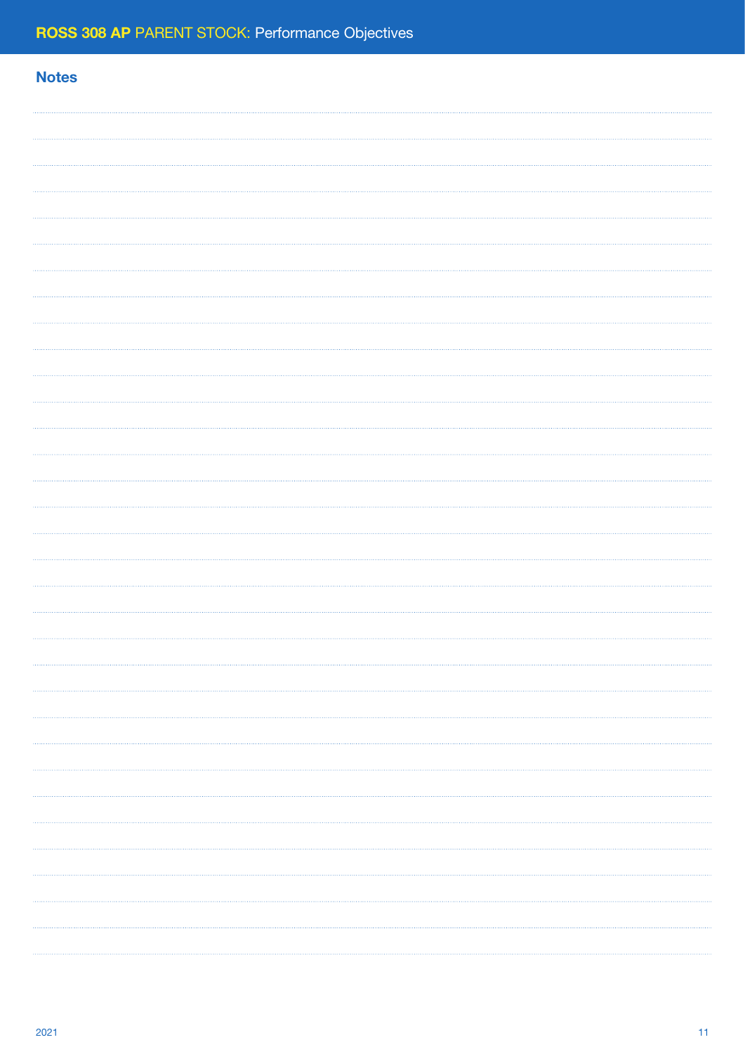## Notes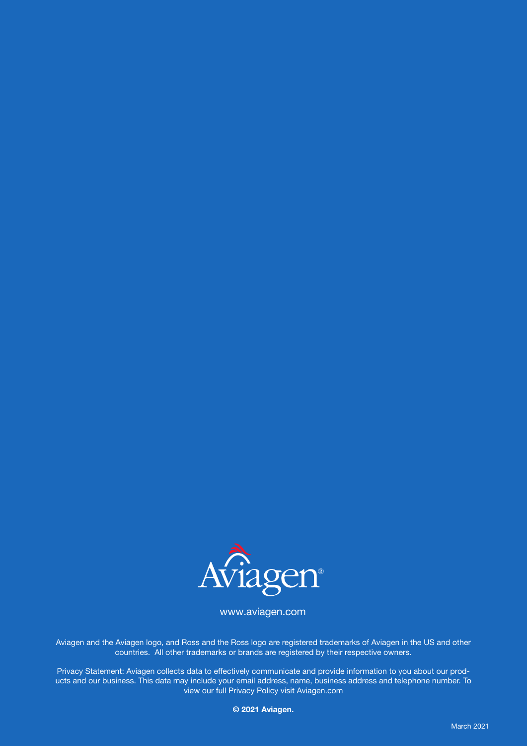Aviagen®

www.aviagen.com

Aviagen and the Aviagen logo, and Ross and the Ross logo are registered trademarks of Aviagen in the US and other countries. All other trademarks or brands are registered by their respective owners.

Privacy Statement: Aviagen collects data to effectively communicate and provide information to you about our products and our business. This data may include your email address, name, business address and telephone number. To view our full Privacy Policy visit Aviagen.com

**© 2021 Aviagen.**

March 2021